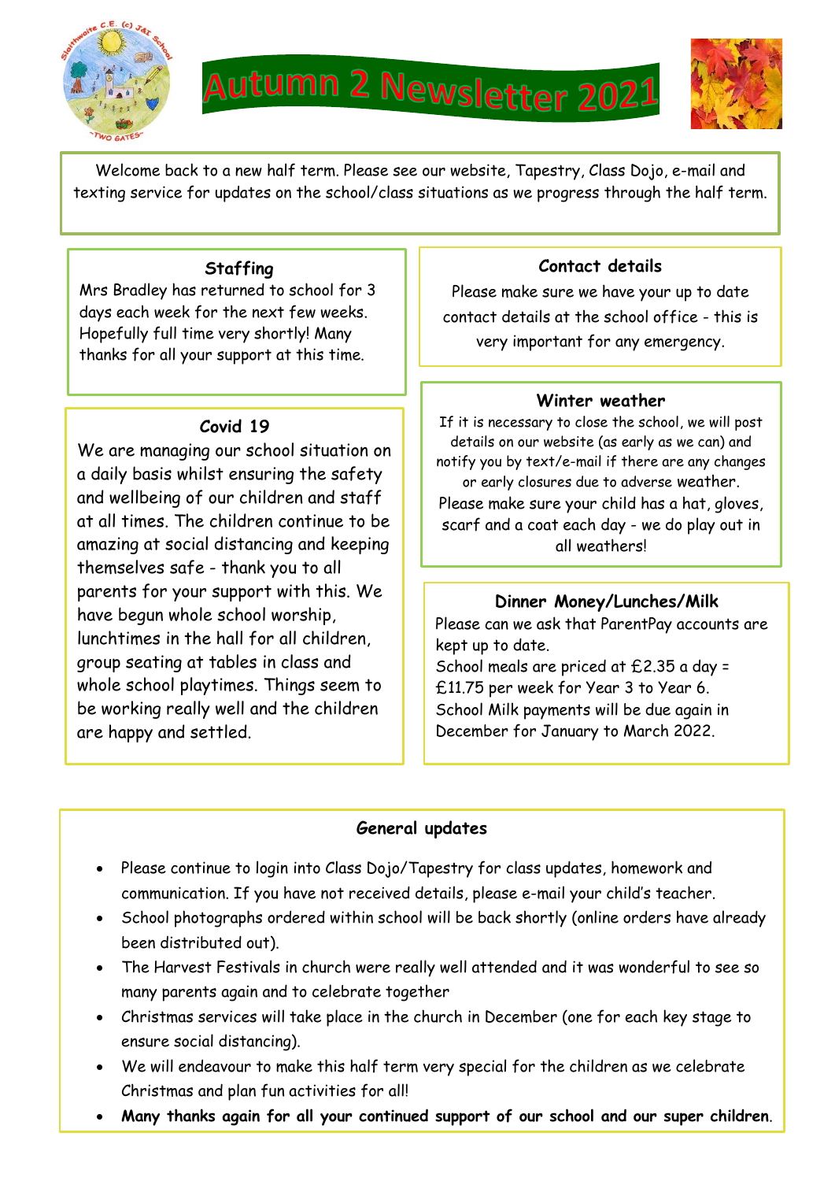# Autumn 2 Newsletter 2021

Welcome back to a new half term. Please see our website, Tapestry, Class Dojo, e-mail and texting service for updates on the school/class situations as we progress through the half term.

### Staffing

Mrs Bradley has returned to school for 3 days each week for the next few weeks. Hopefully full time very shortly! Many thanks for all your support at this time.

### Covid 19

We are managing our school situation on a daily basis whilst ensuring the safety and wellbeing of our children and staff at all times. The children continue to be amazing at social distancing and keeping themselves safe - thank you to all parents for your support with this. We have begun whole school worship, lunchtimes in the hall for all children, group seating at tables in class and whole school playtimes. Things seem to be working really well and the children are happy and settled.

### Contact details

Please make sure we have your up to date contact details at the school office - this is very important for any emergency.

### Winter weather

If it is necessary to close the school, we will post details on our website (as early as we can) and notify you by text/e-mail if there are any changes or early closures due to adverse weather.

Please make sure your child has a hat, gloves, scarf and a coat each day - we do play out in all weathers!

### Dinner Money/Lunches/Milk

Please can we ask that ParentPay accounts are kept up to date.

School meals are priced at £2.35 a day = £11.75 per week for Year 3 to Year 6.

School Milk payments will be due again in December for January to March 2022.

### General updates

- Please continue to login into Class Dojo/Tapestry for class updates, homework and communication. If you have not received details, please e-mail your child's teacher.
- School photographs ordered within school will be back shortly (online orders have already been distributed out).
- The Harvest Festivals in church were really well attended and it was wonderful to see so many parents again and to celebrate together
- Christmas services will take place in the church in December (one for each key stage to ensure social distancing).
- We will endeavour to make this half term very special for the children as we celebrate Christmas and plan fun activities for all!
- **Many thanks again for all your continued support of our school and our super children**.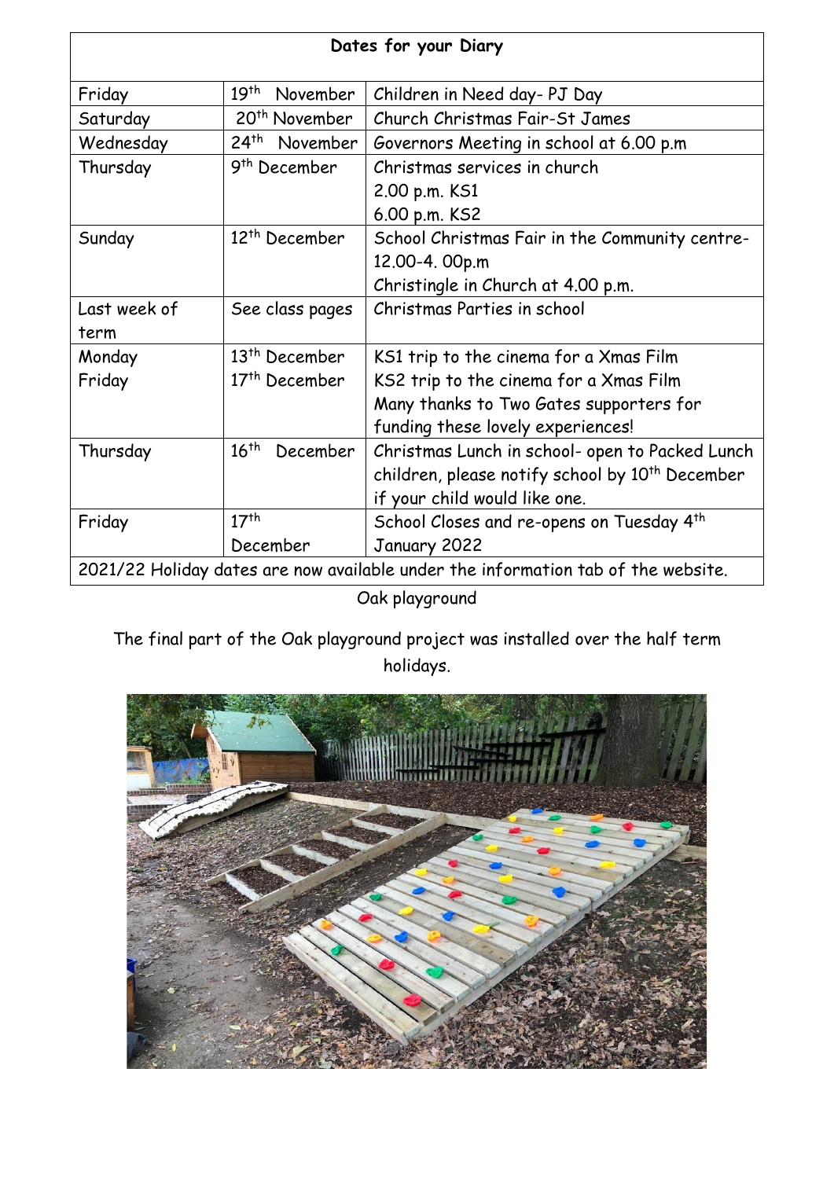| Dates for your Diary | | |
| --- | --- | --- |
| Friday | 19th November | Children in Need day- PJ Day |
| Saturday | 20th November | Church Christmas Fair-St James |
| Wednesday | 24th November | Governors Meeting in school at 6.00 p.m |
| Thursday | 9th December | Christmas services in church<br>2.00 p.m. KS1<br>6.00 p.m. KS2 |
| Sunday | 12th December | School Christmas Fair in the Community centre-<br>12.00-4. 00p.m<br>Christingle in Church at 4.00 p.m. |
| Last week of term | See class pages | Christmas Parties in school |
| Monday<br>Friday | 13th December<br>17th December | KS1 trip to the cinema for a Xmas Film<br>KS2 trip to the cinema for a Xmas Film<br>Many thanks to Two Gates supporters for funding these lovely experiences! |
| Thursday | 16th December | Christmas Lunch in school- open to Packed Lunch children, please notify school by 10th December if your child would like one. |
| Friday | 17th December | School Closes and re-opens on Tuesday 4th January 2022 |
| 2021/22 Holiday dates are now available under the information tab of the website. | | |

Oak playground

The final part of the Oak playground project was installed over the half term holidays.